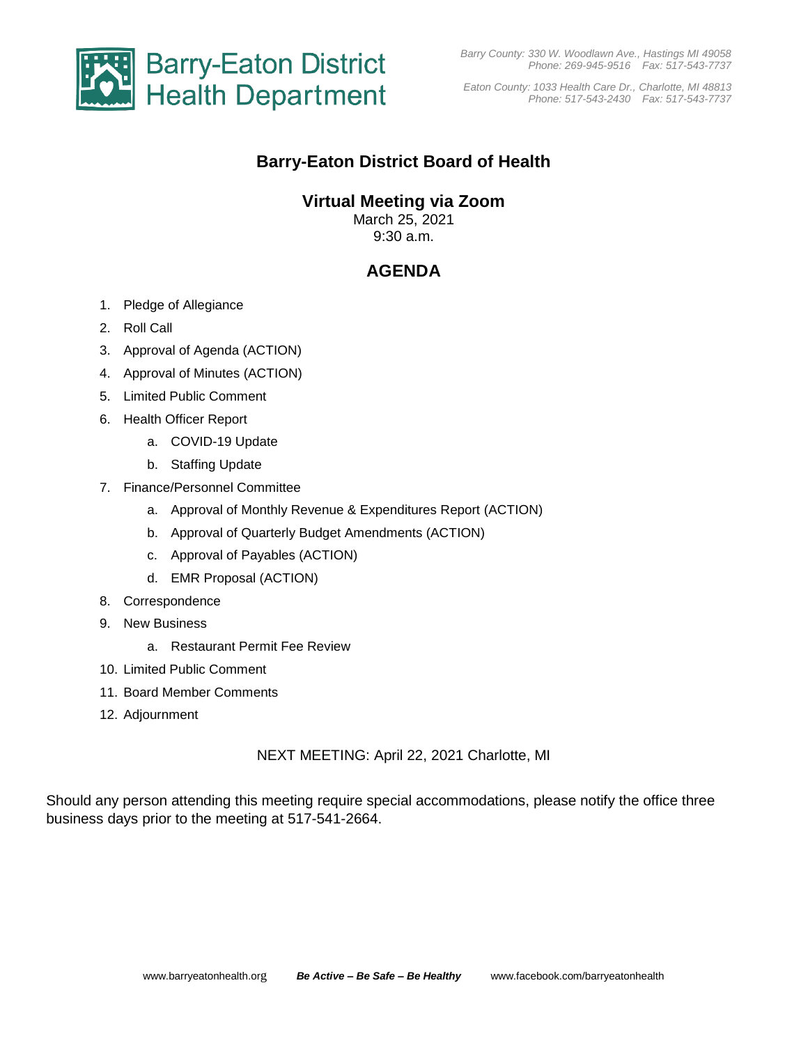Barry-Eaton District Health Department

*Barry County: 330 W. Woodlawn Ave., Hastings MI 49058*
*Phone: 269-945-9516 Fax: 517-543-7737*

*Eaton County: 1033 Health Care Dr., Charlotte, MI 48813*
*Phone: 517-543-2430 Fax: 517-543-7737*

# Barry-Eaton District Board of Health

## Virtual Meeting via Zoom

March 25, 2021
9:30 a.m.

## AGENDA

1. Pledge of Allegiance
2. Roll Call
3. Approval of Agenda (ACTION)
4. Approval of Minutes (ACTION)
5. Limited Public Comment
6. Health Officer Report
    a. COVID-19 Update
    b. Staffing Update
7. Finance/Personnel Committee
    a. Approval of Monthly Revenue & Expenditures Report (ACTION)
    b. Approval of Quarterly Budget Amendments (ACTION)
    c. Approval of Payables (ACTION)
    d. EMR Proposal (ACTION)
8. Correspondence
9. New Business
    a. Restaurant Permit Fee Review
10. Limited Public Comment
11. Board Member Comments
12. Adjournment

NEXT MEETING: April 22, 2021 Charlotte, MI

Should any person attending this meeting require special accommodations, please notify the office three business days prior to the meeting at 517-541-2664.

www.barryeatonhealth.org ***Be Active – Be Safe – Be Healthy*** www.facebook.com/barryeatonhealth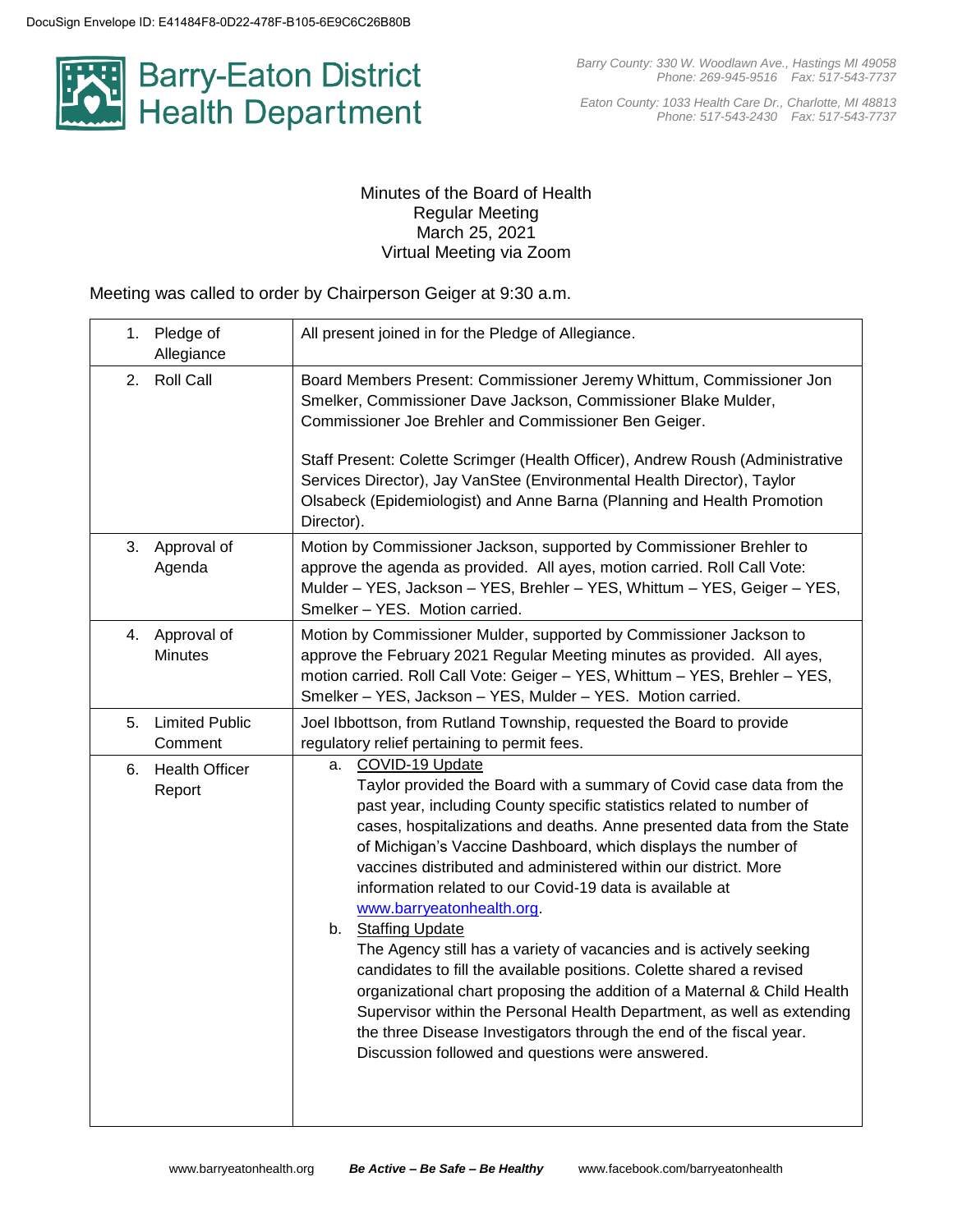DocuSign Envelope ID: E41484F8-0D22-478F-B105-6E9C6C26B80B

# Barry-Eaton District Health Department

*Barry County: 330 W. Woodlawn Ave., Hastings MI 49058*
*Phone: 269-945-9516 Fax: 517-543-7737*

*Eaton County: 1033 Health Care Dr., Charlotte, MI 48813*
*Phone: 517-543-2430 Fax: 517-543-7737*

Minutes of the Board of Health
Regular Meeting
March 25, 2021
Virtual Meeting via Zoom

Meeting was called to order by Chairperson Geiger at 9:30 a.m.

| | |
|---|---|
| 1. Pledge of Allegiance | All present joined in for the Pledge of Allegiance. |
| 2. Roll Call | Board Members Present: Commissioner Jeremy Whittum, Commissioner Jon Smelker, Commissioner Dave Jackson, Commissioner Blake Mulder, Commissioner Joe Brehler and Commissioner Ben Geiger.<br><br>Staff Present: Colette Scrimger (Health Officer), Andrew Roush (Administrative Services Director), Jay VanStee (Environmental Health Director), Taylor Olsabeck (Epidemiologist) and Anne Barna (Planning and Health Promotion Director). |
| 3. Approval of Agenda | Motion by Commissioner Jackson, supported by Commissioner Brehler to approve the agenda as provided. All ayes, motion carried. Roll Call Vote: Mulder – YES, Jackson – YES, Brehler – YES, Whittum – YES, Geiger – YES, Smelker – YES. Motion carried. |
| 4. Approval of Minutes | Motion by Commissioner Mulder, supported by Commissioner Jackson to approve the February 2021 Regular Meeting minutes as provided. All ayes, motion carried. Roll Call Vote: Geiger – YES, Whittum – YES, Brehler – YES, Smelker – YES, Jackson – YES, Mulder – YES. Motion carried. |
| 5. Limited Public Comment | Joel Ibbottson, from Rutland Township, requested the Board to provide regulatory relief pertaining to permit fees. |
| 6. Health Officer Report | a. COVID-19 Update<br>Taylor provided the Board with a summary of Covid case data from the past year, including County specific statistics related to number of cases, hospitalizations and deaths. Anne presented data from the State of Michigan's Vaccine Dashboard, which displays the number of vaccines distributed and administered within our district. More information related to our Covid-19 data is available at www.barryeatonhealth.org.<br>b. Staffing Update<br>The Agency still has a variety of vacancies and is actively seeking candidates to fill the available positions. Colette shared a revised organizational chart proposing the addition of a Maternal & Child Health Supervisor within the Personal Health Department, as well as extending the three Disease Investigators through the end of the fiscal year. Discussion followed and questions were answered. |

www.barryeatonhealth.org ***Be Active – Be Safe – Be Healthy*** www.facebook.com/barryeatonhealth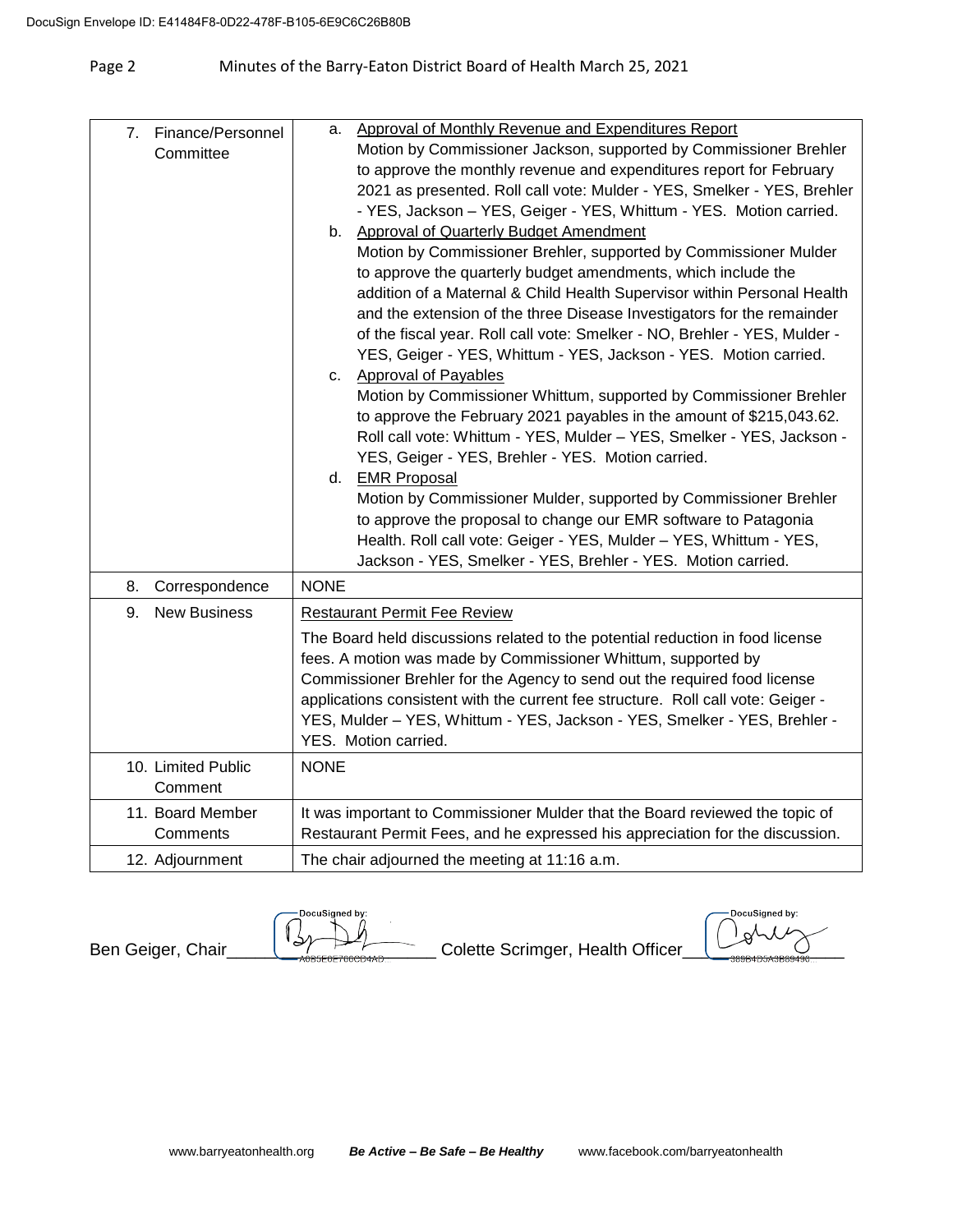| | |
|---|---|
| 7. Finance/Personnel Committee | a. Approval of Monthly Revenue and Expenditures Report<br>Motion by Commissioner Jackson, supported by Commissioner Brehler to approve the monthly revenue and expenditures report for February 2021 as presented. Roll call vote: Mulder - YES, Smelker - YES, Brehler - YES, Jackson – YES, Geiger - YES, Whittum - YES. Motion carried.<br>b. Approval of Quarterly Budget Amendment<br>Motion by Commissioner Brehler, supported by Commissioner Mulder to approve the quarterly budget amendments, which include the addition of a Maternal & Child Health Supervisor within Personal Health and the extension of the three Disease Investigators for the remainder of the fiscal year. Roll call vote: Smelker - NO, Brehler - YES, Mulder - YES, Geiger - YES, Whittum - YES, Jackson - YES. Motion carried.<br>c. Approval of Payables<br>Motion by Commissioner Whittum, supported by Commissioner Brehler to approve the February 2021 payables in the amount of $215,043.62. Roll call vote: Whittum - YES, Mulder – YES, Smelker - YES, Jackson - YES, Geiger - YES, Brehler - YES. Motion carried.<br>d. EMR Proposal<br>Motion by Commissioner Mulder, supported by Commissioner Brehler to approve the proposal to change our EMR software to Patagonia Health. Roll call vote: Geiger - YES, Mulder – YES, Whittum - YES, Jackson - YES, Smelker - YES, Brehler - YES. Motion carried. |
| 8. Correspondence | NONE |
| 9. New Business | Restaurant Permit Fee Review<br>The Board held discussions related to the potential reduction in food license fees. A motion was made by Commissioner Whittum, supported by Commissioner Brehler for the Agency to send out the required food license applications consistent with the current fee structure. Roll call vote: Geiger - YES, Mulder – YES, Whittum - YES, Jackson - YES, Smelker - YES, Brehler - YES. Motion carried. |
| 10. Limited Public Comment | NONE |
| 11. Board Member Comments | It was important to Commissioner Mulder that the Board reviewed the topic of Restaurant Permit Fees, and he expressed his appreciation for the discussion. |
| 12. Adjournment | The chair adjourned the meeting at 11:16 a.m. |

Ben Geiger, Chair ____________ Colette Scrimger, Health Officer ____________